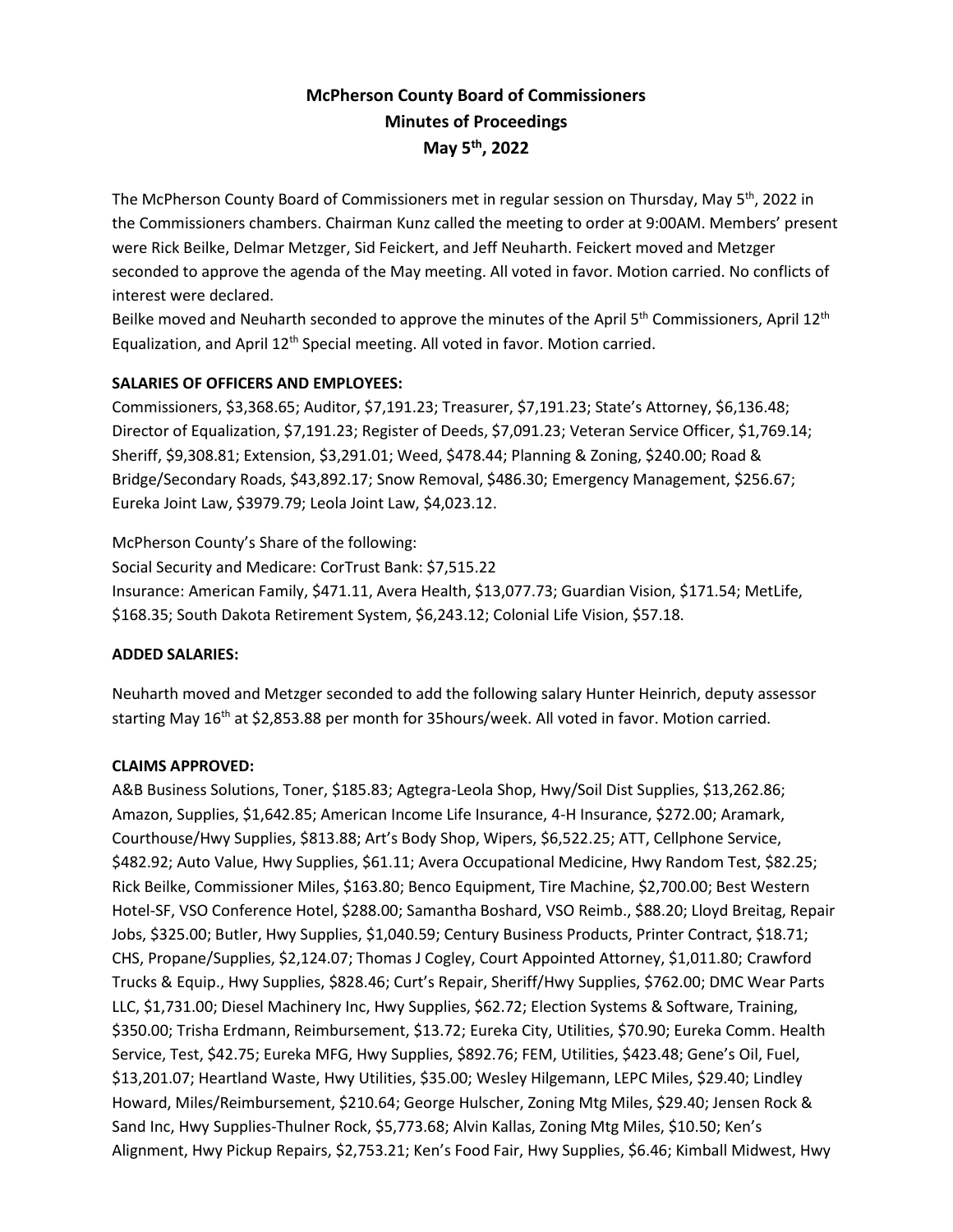**McPherson County Board of Commissioners**
**Minutes of Proceedings**
**May 5th, 2022**

The McPherson County Board of Commissioners met in regular session on Thursday, May 5th, 2022 in the Commissioners chambers. Chairman Kunz called the meeting to order at 9:00AM. Members' present were Rick Beilke, Delmar Metzger, Sid Feickert, and Jeff Neuharth. Feickert moved and Metzger seconded to approve the agenda of the May meeting. All voted in favor. Motion carried. No conflicts of interest were declared.
Beilke moved and Neuharth seconded to approve the minutes of the April 5th Commissioners, April 12th Equalization, and April 12th Special meeting. All voted in favor. Motion carried.

**SALARIES OF OFFICERS AND EMPLOYEES:**
Commissioners, $3,368.65; Auditor, $7,191.23; Treasurer, $7,191.23; State's Attorney, $6,136.48; Director of Equalization, $7,191.23; Register of Deeds, $7,091.23; Veteran Service Officer, $1,769.14; Sheriff, $9,308.81; Extension, $3,291.01; Weed, $478.44; Planning & Zoning, $240.00; Road & Bridge/Secondary Roads, $43,892.17; Snow Removal, $486.30; Emergency Management, $256.67; Eureka Joint Law, $3979.79; Leola Joint Law, $4,023.12.

McPherson County's Share of the following:
Social Security and Medicare: CorTrust Bank: $7,515.22
Insurance: American Family, $471.11, Avera Health, $13,077.73; Guardian Vision, $171.54; MetLife, $168.35; South Dakota Retirement System, $6,243.12; Colonial Life Vision, $57.18.

**ADDED SALARIES:**

Neuharth moved and Metzger seconded to add the following salary Hunter Heinrich, deputy assessor starting May 16th at $2,853.88 per month for 35hours/week. All voted in favor. Motion carried.

**CLAIMS APPROVED:**
A&B Business Solutions, Toner, $185.83; Agtegra-Leola Shop, Hwy/Soil Dist Supplies, $13,262.86; Amazon, Supplies, $1,642.85; American Income Life Insurance, 4-H Insurance, $272.00; Aramark, Courthouse/Hwy Supplies, $813.88; Art's Body Shop, Wipers, $6,522.25; ATT, Cellphone Service, $482.92; Auto Value, Hwy Supplies, $61.11; Avera Occupational Medicine, Hwy Random Test, $82.25; Rick Beilke, Commissioner Miles, $163.80; Benco Equipment, Tire Machine, $2,700.00; Best Western Hotel-SF, VSO Conference Hotel, $288.00; Samantha Boshard, VSO Reimb., $88.20; Lloyd Breitag, Repair Jobs, $325.00; Butler, Hwy Supplies, $1,040.59; Century Business Products, Printer Contract, $18.71; CHS, Propane/Supplies, $2,124.07; Thomas J Cogley, Court Appointed Attorney, $1,011.80; Crawford Trucks & Equip., Hwy Supplies, $828.46; Curt's Repair, Sheriff/Hwy Supplies, $762.00; DMC Wear Parts LLC, $1,731.00; Diesel Machinery Inc, Hwy Supplies, $62.72; Election Systems & Software, Training, $350.00; Trisha Erdmann, Reimbursement, $13.72; Eureka City, Utilities, $70.90; Eureka Comm. Health Service, Test, $42.75; Eureka MFG, Hwy Supplies, $892.76; FEM, Utilities, $423.48; Gene's Oil, Fuel, $13,201.07; Heartland Waste, Hwy Utilities, $35.00; Wesley Hilgemann, LEPC Miles, $29.40; Lindley Howard, Miles/Reimbursement, $210.64; George Hulscher, Zoning Mtg Miles, $29.40; Jensen Rock & Sand Inc, Hwy Supplies-Thulner Rock, $5,773.68; Alvin Kallas, Zoning Mtg Miles, $10.50; Ken's Alignment, Hwy Pickup Repairs, $2,753.21; Ken's Food Fair, Hwy Supplies, $6.46; Kimball Midwest, Hwy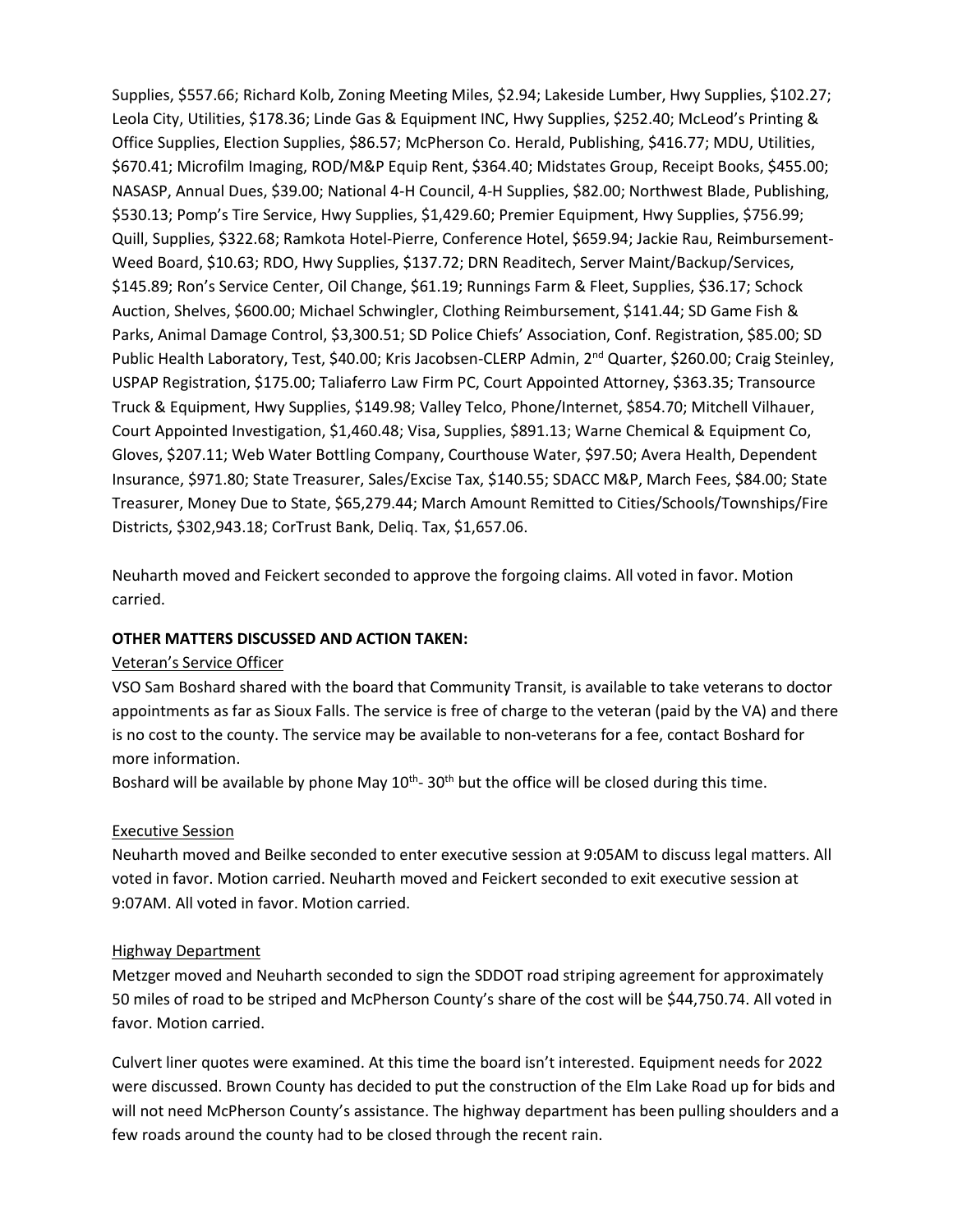Supplies, $557.66; Richard Kolb, Zoning Meeting Miles, $2.94; Lakeside Lumber, Hwy Supplies, $102.27; Leola City, Utilities, $178.36; Linde Gas & Equipment INC, Hwy Supplies, $252.40; McLeod's Printing & Office Supplies, Election Supplies, $86.57; McPherson Co. Herald, Publishing, $416.77; MDU, Utilities, $670.41; Microfilm Imaging, ROD/M&P Equip Rent, $364.40; Midstates Group, Receipt Books, $455.00; NASASP, Annual Dues, $39.00; National 4-H Council, 4-H Supplies, $82.00; Northwest Blade, Publishing, $530.13; Pomp's Tire Service, Hwy Supplies, $1,429.60; Premier Equipment, Hwy Supplies, $756.99; Quill, Supplies, $322.68; Ramkota Hotel-Pierre, Conference Hotel, $659.94; Jackie Rau, Reimbursement-Weed Board, $10.63; RDO, Hwy Supplies, $137.72; DRN Readitech, Server Maint/Backup/Services, $145.89; Ron's Service Center, Oil Change, $61.19; Runnings Farm & Fleet, Supplies, $36.17; Schock Auction, Shelves, $600.00; Michael Schwingler, Clothing Reimbursement, $141.44; SD Game Fish & Parks, Animal Damage Control, $3,300.51; SD Police Chiefs' Association, Conf. Registration, $85.00; SD Public Health Laboratory, Test, $40.00; Kris Jacobsen-CLERP Admin, 2nd Quarter, $260.00; Craig Steinley, USPAP Registration, $175.00; Taliaferro Law Firm PC, Court Appointed Attorney, $363.35; Transource Truck & Equipment, Hwy Supplies, $149.98; Valley Telco, Phone/Internet, $854.70; Mitchell Vilhauer, Court Appointed Investigation, $1,460.48; Visa, Supplies, $891.13; Warne Chemical & Equipment Co, Gloves, $207.11; Web Water Bottling Company, Courthouse Water, $97.50; Avera Health, Dependent Insurance, $971.80; State Treasurer, Sales/Excise Tax, $140.55; SDACC M&P, March Fees, $84.00; State Treasurer, Money Due to State, $65,279.44; March Amount Remitted to Cities/Schools/Townships/Fire Districts, $302,943.18; CorTrust Bank, Deliq. Tax, $1,657.06.

Neuharth moved and Feickert seconded to approve the forgoing claims. All voted in favor. Motion carried.

**OTHER MATTERS DISCUSSED AND ACTION TAKEN:**

Veteran's Service Officer

VSO Sam Boshard shared with the board that Community Transit, is available to take veterans to doctor appointments as far as Sioux Falls. The service is free of charge to the veteran (paid by the VA) and there is no cost to the county. The service may be available to non-veterans for a fee, contact Boshard for more information.

Boshard will be available by phone May 10th- 30th but the office will be closed during this time.

Executive Session

Neuharth moved and Beilke seconded to enter executive session at 9:05AM to discuss legal matters. All voted in favor. Motion carried. Neuharth moved and Feickert seconded to exit executive session at 9:07AM. All voted in favor. Motion carried.

Highway Department

Metzger moved and Neuharth seconded to sign the SDDOT road striping agreement for approximately 50 miles of road to be striped and McPherson County's share of the cost will be $44,750.74. All voted in favor. Motion carried.

Culvert liner quotes were examined. At this time the board isn't interested. Equipment needs for 2022 were discussed. Brown County has decided to put the construction of the Elm Lake Road up for bids and will not need McPherson County's assistance. The highway department has been pulling shoulders and a few roads around the county had to be closed through the recent rain.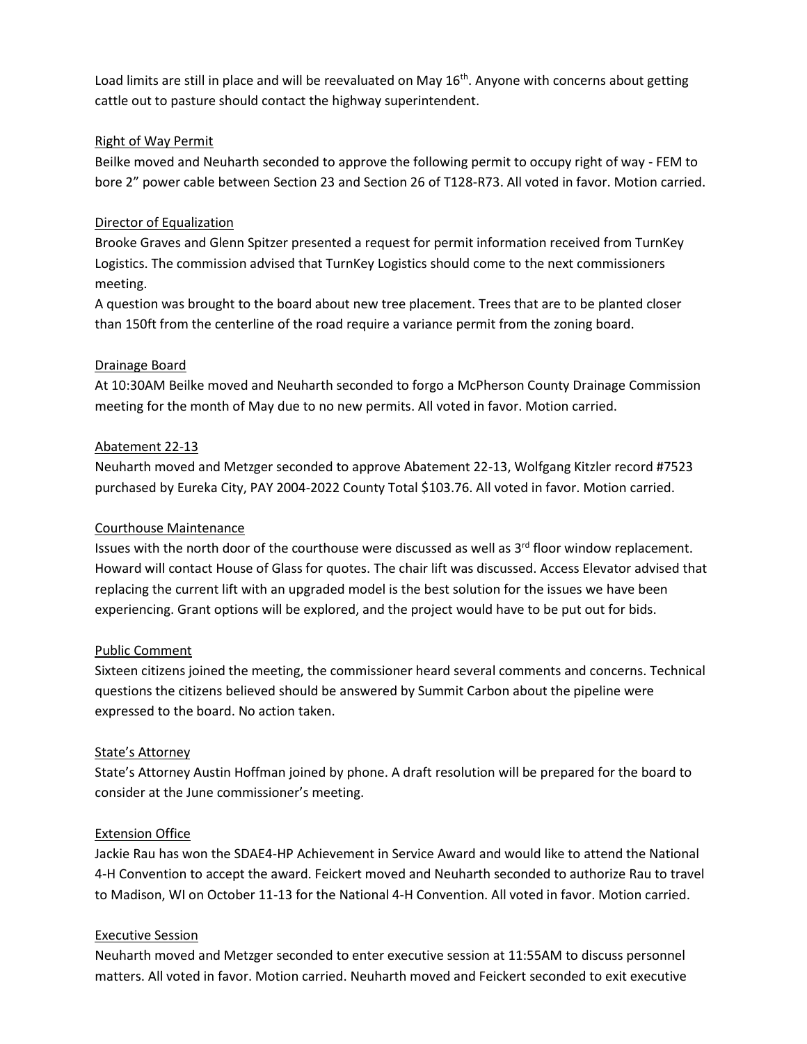Load limits are still in place and will be reevaluated on May 16th. Anyone with concerns about getting cattle out to pasture should contact the highway superintendent.

### Right of Way Permit

Beilke moved and Neuharth seconded to approve the following permit to occupy right of way - FEM to bore 2" power cable between Section 23 and Section 26 of T128-R73. All voted in favor. Motion carried.

### Director of Equalization

Brooke Graves and Glenn Spitzer presented a request for permit information received from TurnKey Logistics. The commission advised that TurnKey Logistics should come to the next commissioners meeting.

A question was brought to the board about new tree placement. Trees that are to be planted closer than 150ft from the centerline of the road require a variance permit from the zoning board.

### Drainage Board

At 10:30AM Beilke moved and Neuharth seconded to forgo a McPherson County Drainage Commission meeting for the month of May due to no new permits. All voted in favor. Motion carried.

### Abatement 22-13

Neuharth moved and Metzger seconded to approve Abatement 22-13, Wolfgang Kitzler record #7523 purchased by Eureka City, PAY 2004-2022 County Total $103.76. All voted in favor. Motion carried.

### Courthouse Maintenance

Issues with the north door of the courthouse were discussed as well as 3rd floor window replacement. Howard will contact House of Glass for quotes. The chair lift was discussed. Access Elevator advised that replacing the current lift with an upgraded model is the best solution for the issues we have been experiencing. Grant options will be explored, and the project would have to be put out for bids.

### Public Comment

Sixteen citizens joined the meeting, the commissioner heard several comments and concerns. Technical questions the citizens believed should be answered by Summit Carbon about the pipeline were expressed to the board. No action taken.

### State's Attorney

State's Attorney Austin Hoffman joined by phone. A draft resolution will be prepared for the board to consider at the June commissioner's meeting.

### Extension Office

Jackie Rau has won the SDAE4-HP Achievement in Service Award and would like to attend the National 4-H Convention to accept the award. Feickert moved and Neuharth seconded to authorize Rau to travel to Madison, WI on October 11-13 for the National 4-H Convention. All voted in favor. Motion carried.

### Executive Session

Neuharth moved and Metzger seconded to enter executive session at 11:55AM to discuss personnel matters. All voted in favor. Motion carried. Neuharth moved and Feickert seconded to exit executive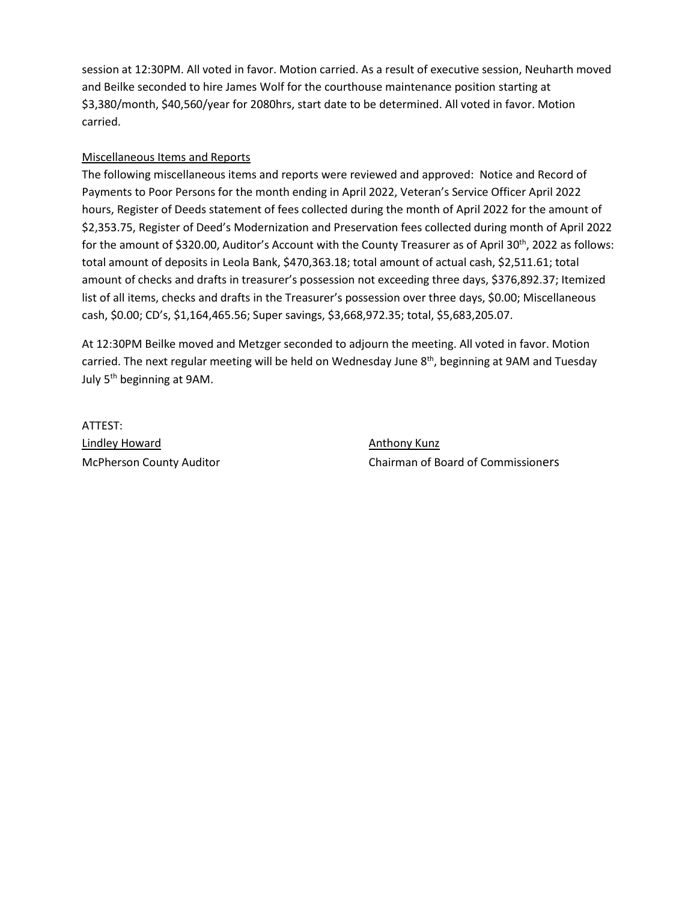session at 12:30PM. All voted in favor. Motion carried. As a result of executive session, Neuharth moved and Beilke seconded to hire James Wolf for the courthouse maintenance position starting at $3,380/month, $40,560/year for 2080hrs, start date to be determined. All voted in favor. Motion carried.

Miscellaneous Items and Reports

The following miscellaneous items and reports were reviewed and approved: Notice and Record of Payments to Poor Persons for the month ending in April 2022, Veteran's Service Officer April 2022 hours, Register of Deeds statement of fees collected during the month of April 2022 for the amount of $2,353.75, Register of Deed's Modernization and Preservation fees collected during month of April 2022 for the amount of $320.00, Auditor's Account with the County Treasurer as of April 30th, 2022 as follows: total amount of deposits in Leola Bank, $470,363.18; total amount of actual cash, $2,511.61; total amount of checks and drafts in treasurer's possession not exceeding three days, $376,892.37; Itemized list of all items, checks and drafts in the Treasurer's possession over three days, $0.00; Miscellaneous cash, $0.00; CD's, $1,164,465.56; Super savings, $3,668,972.35; total, $5,683,205.07.

At 12:30PM Beilke moved and Metzger seconded to adjourn the meeting. All voted in favor. Motion carried. The next regular meeting will be held on Wednesday June 8th, beginning at 9AM and Tuesday July 5th beginning at 9AM.

ATTEST:

Lindley Howard
McPherson County Auditor

Anthony Kunz
Chairman of Board of Commissioners